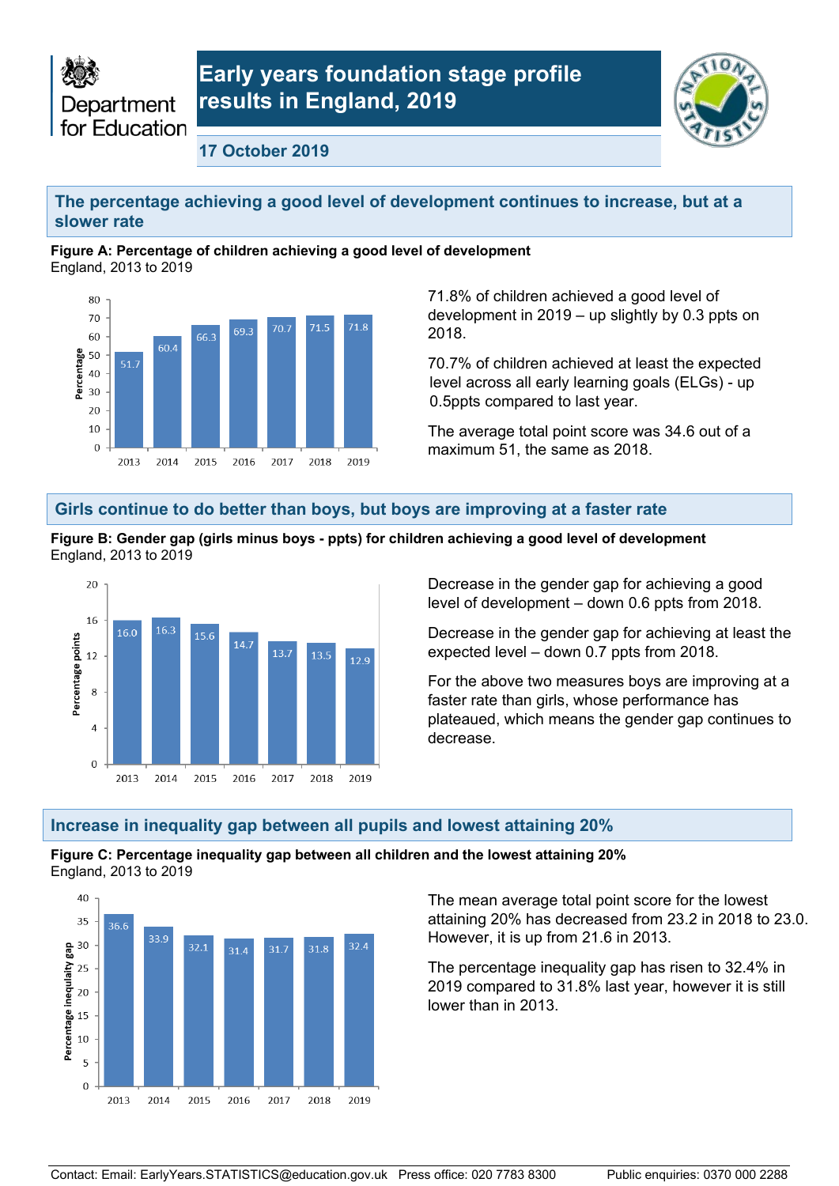Department for Education

# Early years foundation stage profile results in England, 2019

**17 October 2019**

## The percentage achieving a good level of development continues to increase, but at a slower rate

**Figure A: Percentage of children achieving a good level of development**
England, 2013 to 2019

| Year | Percentage |
|---|---|
| 2013 | 51.7 |
| 2014 | 60.4 |
| 2015 | 66.3 |
| 2016 | 69.3 |
| 2017 | 70.7 |
| 2018 | 71.5 |
| 2019 | 71.8 |

71.8% of children achieved a good level of development in 2019 – up slightly by 0.3 ppts on 2018.

70.7% of children achieved at least the expected level across all early learning goals (ELGs) - up 0.5ppts compared to last year.

The average total point score was 34.6 out of a maximum 51, the same as 2018.

## Girls continue to do better than boys, but boys are improving at a faster rate

**Figure B: Gender gap (girls minus boys - ppts) for children achieving a good level of development**
England, 2013 to 2019

| Year | Percentage points |
|---|---|
| 2013 | 16.0 |
| 2014 | 16.3 |
| 2015 | 15.6 |
| 2016 | 14.7 |
| 2017 | 13.7 |
| 2018 | 13.5 |
| 2019 | 12.9 |

Decrease in the gender gap for achieving a good level of development – down 0.6 ppts from 2018.

Decrease in the gender gap for achieving at least the expected level – down 0.7 ppts from 2018.

For the above two measures boys are improving at a faster rate than girls, whose performance has plateaued, which means the gender gap continues to decrease.

## Increase in inequality gap between all pupils and lowest attaining 20%

**Figure C: Percentage inequality gap between all children and the lowest attaining 20%**
England, 2013 to 2019

| Year | Percentage inequality gap |
|---|---|
| 2013 | 36.6 |
| 2014 | 33.9 |
| 2015 | 32.1 |
| 2016 | 31.4 |
| 2017 | 31.7 |
| 2018 | 31.8 |
| 2019 | 32.4 |

The mean average total point score for the lowest attaining 20% has decreased from 23.2 in 2018 to 23.0. However, it is up from 21.6 in 2013.

The percentage inequality gap has risen to 32.4% in 2019 compared to 31.8% last year, however it is still lower than in 2013.

Contact: Email: EarlyYears.STATISTICS@education.gov.uk Press office: 020 7783 8300 Public enquiries: 0370 000 2288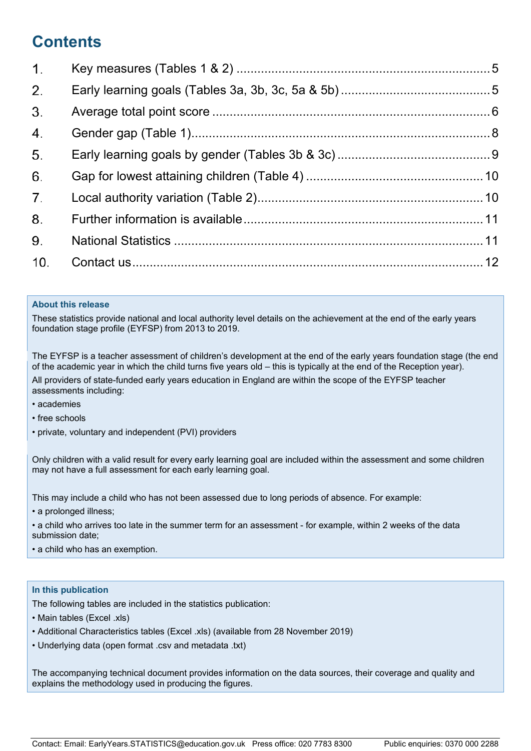# Contents

1. Key measures (Tables 1 & 2) ........................................................................ 5
2. Early learning goals (Tables 3a, 3b, 3c, 5a & 5b) .......................................... 5
3. Average total point score ............................................................................... 6
4. Gender gap (Table 1)..................................................................................... 8
5. Early learning goals by gender (Tables 3b & 3c) ............................................ 9
6. Gap for lowest attaining children (Table 4) .................................................. 10
7. Local authority variation (Table 2)................................................................ 10
8. Further information is available.................................................................... 11
9. National Statistics ........................................................................................ 11
10. Contact us.................................................................................................... 12

**About this release**

These statistics provide national and local authority level details on the achievement at the end of the early years foundation stage profile (EYFSP) from 2013 to 2019.

The EYFSP is a teacher assessment of children's development at the end of the early years foundation stage (the end of the academic year in which the child turns five years old – this is typically at the end of the Reception year).

All providers of state-funded early years education in England are within the scope of the EYFSP teacher assessments including:

- academies
- free schools
- private, voluntary and independent (PVI) providers

Only children with a valid result for every early learning goal are included within the assessment and some children may not have a full assessment for each early learning goal.

This may include a child who has not been assessed due to long periods of absence. For example:

- a prolonged illness;
- a child who arrives too late in the summer term for an assessment - for example, within 2 weeks of the data submission date;
- a child who has an exemption.

**In this publication**

The following tables are included in the statistics publication:

- Main tables (Excel .xls)
- Additional Characteristics tables (Excel .xls) (available from 28 November 2019)
- Underlying data (open format .csv and metadata .txt)

The accompanying technical document provides information on the data sources, their coverage and quality and explains the methodology used in producing the figures.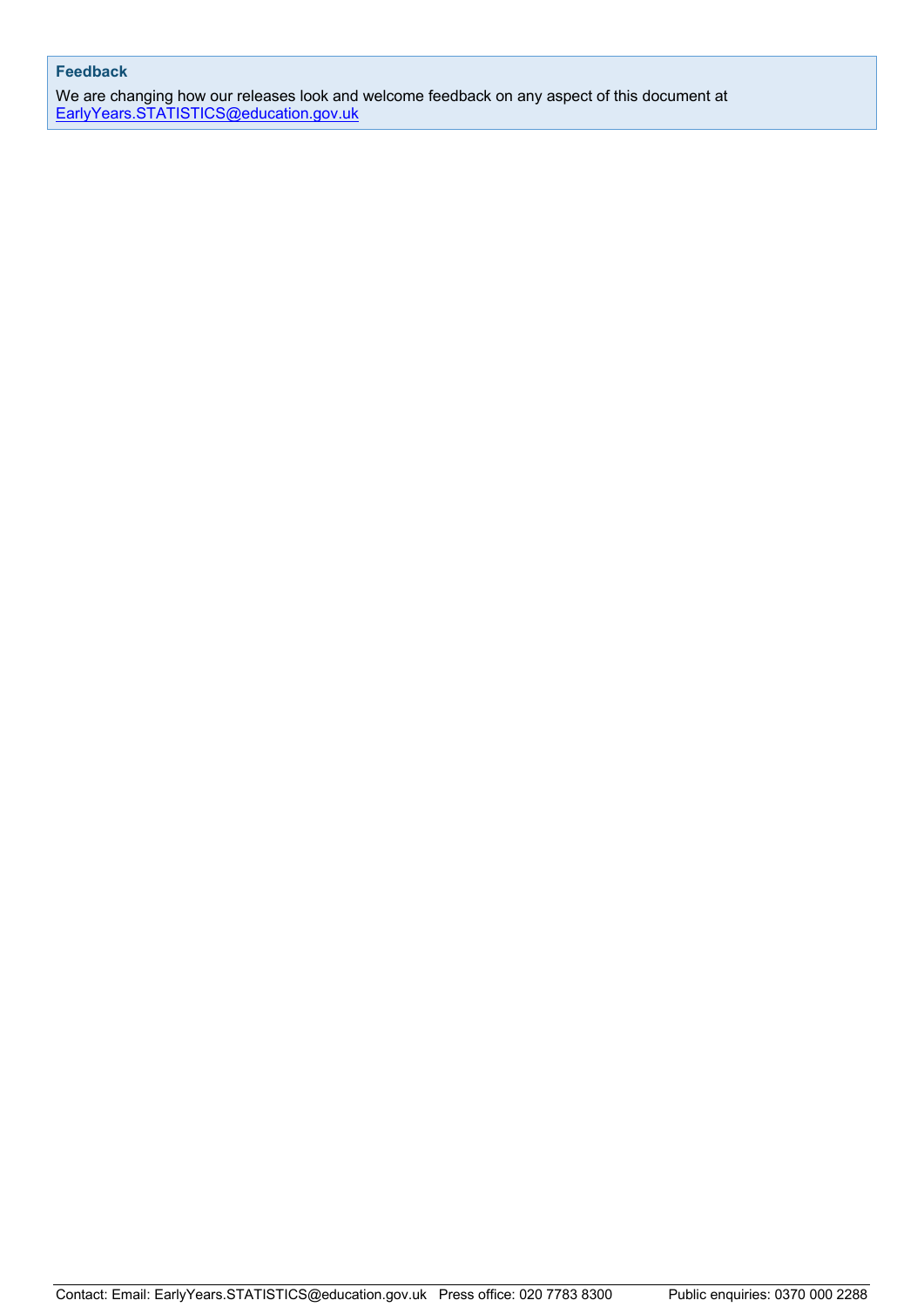### Feedback

We are changing how our releases look and welcome feedback on any aspect of this document at [EarlyYears.STATISTICS@education.gov.uk](mailto:EarlyYears.STATISTICS@education.gov.uk)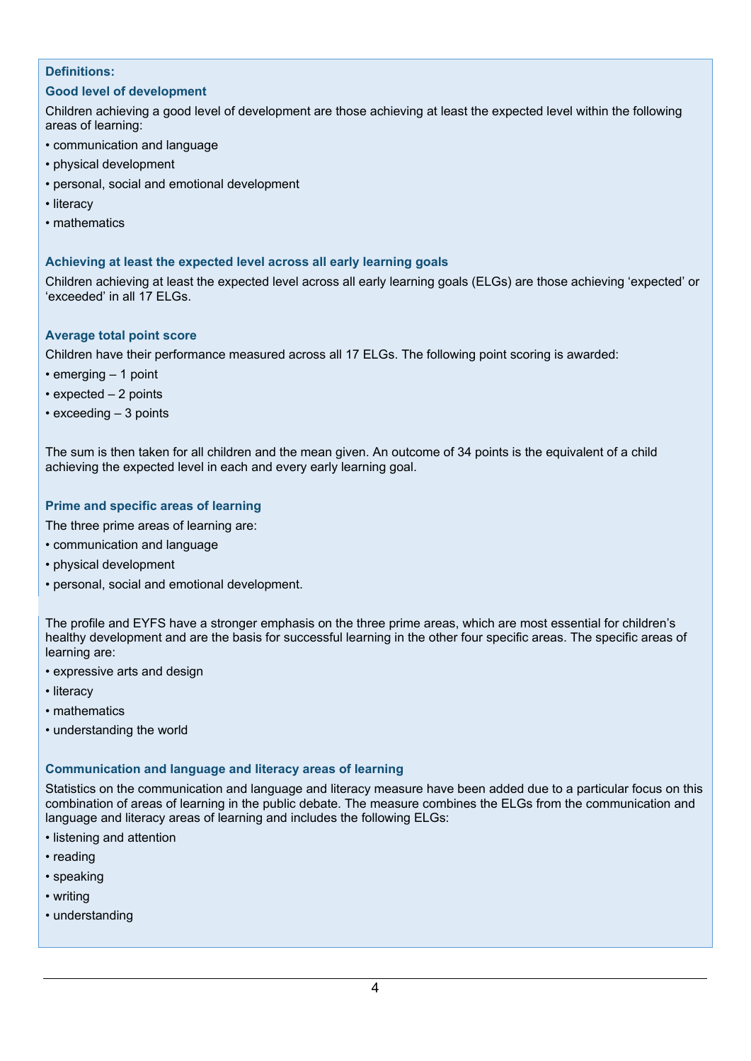**Definitions:**

### Good level of development

Children achieving a good level of development are those achieving at least the expected level within the following areas of learning:

- communication and language
- physical development
- personal, social and emotional development
- literacy
- mathematics

### Achieving at least the expected level across all early learning goals

Children achieving at least the expected level across all early learning goals (ELGs) are those achieving 'expected' or 'exceeded' in all 17 ELGs.

### Average total point score

Children have their performance measured across all 17 ELGs. The following point scoring is awarded:

- emerging – 1 point
- expected – 2 points
- exceeding – 3 points

The sum is then taken for all children and the mean given. An outcome of 34 points is the equivalent of a child achieving the expected level in each and every early learning goal.

### Prime and specific areas of learning

The three prime areas of learning are:

- communication and language
- physical development
- personal, social and emotional development.

The profile and EYFS have a stronger emphasis on the three prime areas, which are most essential for children's healthy development and are the basis for successful learning in the other four specific areas. The specific areas of learning are:

- expressive arts and design
- literacy
- mathematics
- understanding the world

### Communication and language and literacy areas of learning

Statistics on the communication and language and literacy measure have been added due to a particular focus on this combination of areas of learning in the public debate. The measure combines the ELGs from the communication and language and literacy areas of learning and includes the following ELGs:

- listening and attention
- reading
- speaking
- writing
- understanding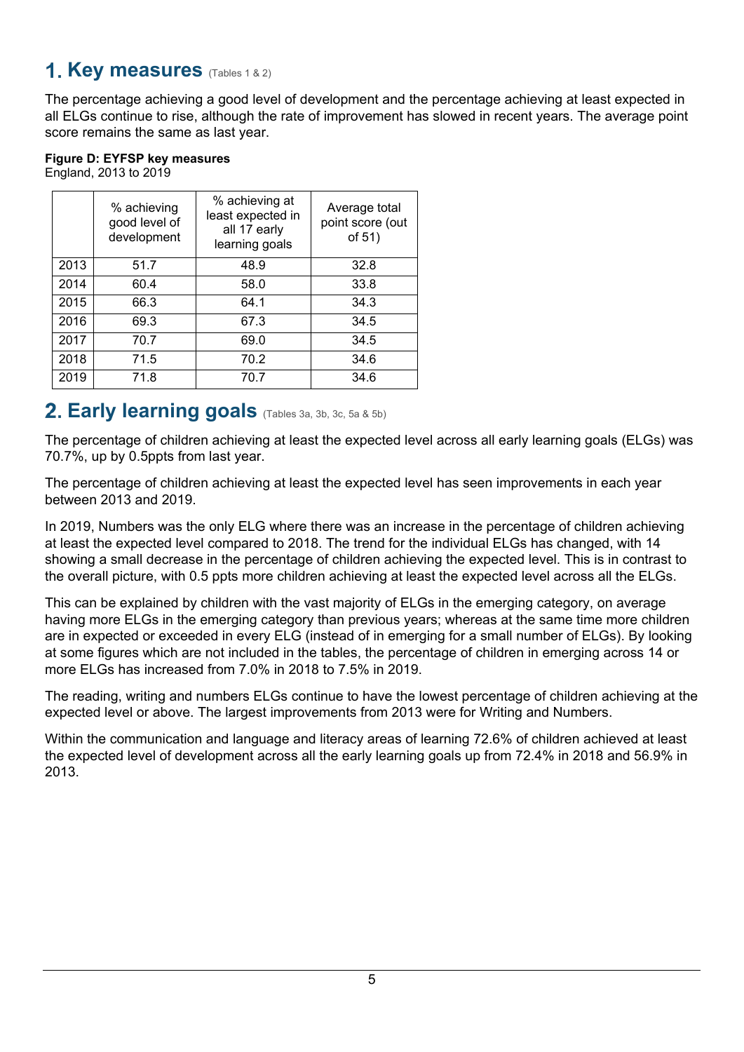## 1. Key measures (Tables 1 & 2)

The percentage achieving a good level of development and the percentage achieving at least expected in all ELGs continue to rise, although the rate of improvement has slowed in recent years. The average point score remains the same as last year.

**Figure D: EYFSP key measures**
England, 2013 to 2019

| | % achieving good level of development | % achieving at least expected in all 17 early learning goals | Average total point score (out of 51) |
|---|---|---|---|
| 2013 | 51.7 | 48.9 | 32.8 |
| 2014 | 60.4 | 58.0 | 33.8 |
| 2015 | 66.3 | 64.1 | 34.3 |
| 2016 | 69.3 | 67.3 | 34.5 |
| 2017 | 70.7 | 69.0 | 34.5 |
| 2018 | 71.5 | 70.2 | 34.6 |
| 2019 | 71.8 | 70.7 | 34.6 |

## 2. Early learning goals (Tables 3a, 3b, 3c, 5a & 5b)

The percentage of children achieving at least the expected level across all early learning goals (ELGs) was 70.7%, up by 0.5ppts from last year.

The percentage of children achieving at least the expected level has seen improvements in each year between 2013 and 2019.

In 2019, Numbers was the only ELG where there was an increase in the percentage of children achieving at least the expected level compared to 2018. The trend for the individual ELGs has changed, with 14 showing a small decrease in the percentage of children achieving the expected level. This is in contrast to the overall picture, with 0.5 ppts more children achieving at least the expected level across all the ELGs.

This can be explained by children with the vast majority of ELGs in the emerging category, on average having more ELGs in the emerging category than previous years; whereas at the same time more children are in expected or exceeded in every ELG (instead of in emerging for a small number of ELGs). By looking at some figures which are not included in the tables, the percentage of children in emerging across 14 or more ELGs has increased from 7.0% in 2018 to 7.5% in 2019.

The reading, writing and numbers ELGs continue to have the lowest percentage of children achieving at the expected level or above. The largest improvements from 2013 were for Writing and Numbers.

Within the communication and language and literacy areas of learning 72.6% of children achieved at least the expected level of development across all the early learning goals up from 72.4% in 2018 and 56.9% in 2013.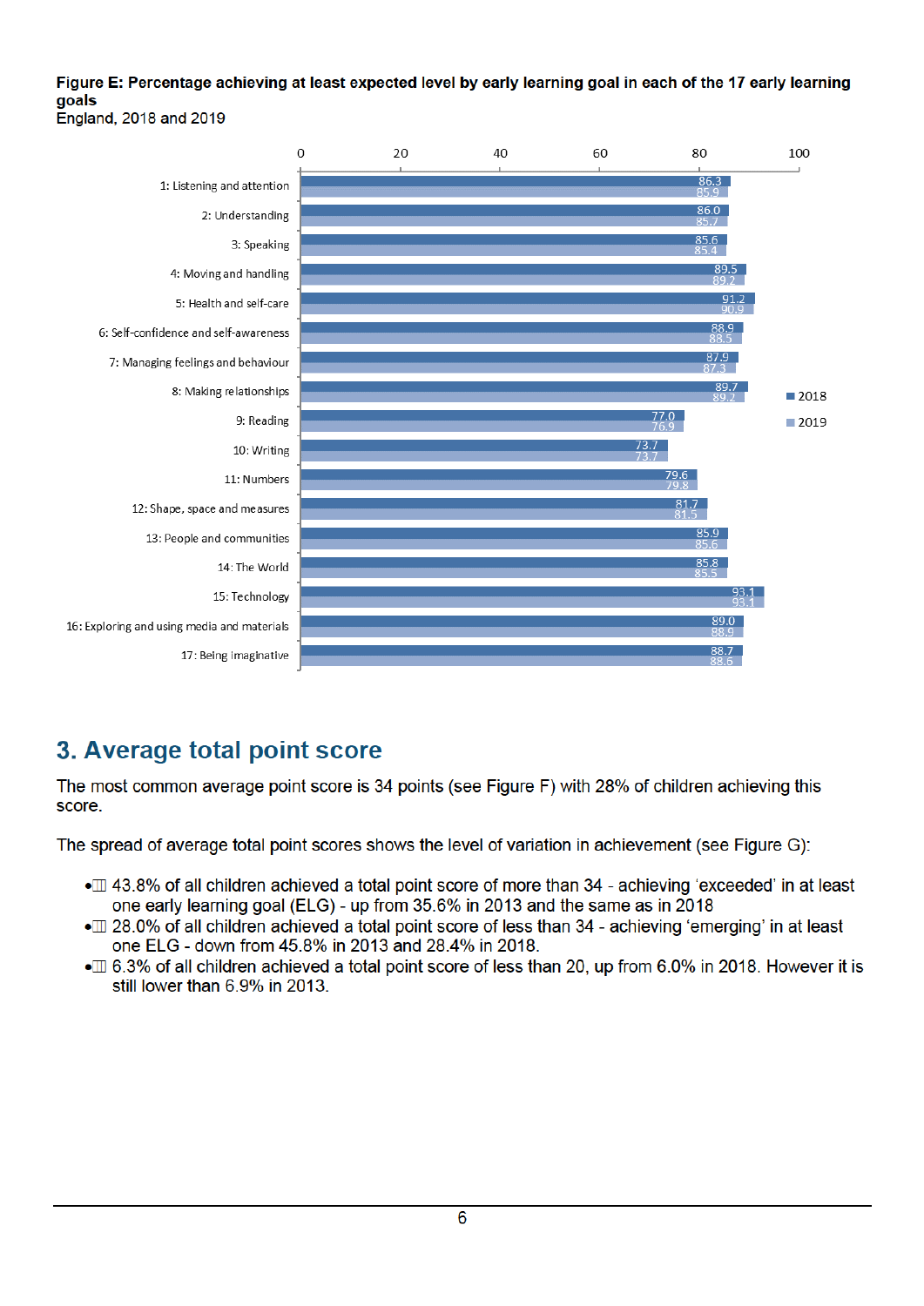**Figure E: Percentage achieving at least expected level by early learning goal in each of the 17 early learning goals**
England, 2018 and 2019

| Early learning goal | 2018 | 2019 |
|---|---|---|
| 1: Listening and attention | 86.3 | 85.9 |
| 2: Understanding | 86.0 | 85.7 |
| 3: Speaking | 85.6 | 85.4 |
| 4: Moving and handling | 89.5 | 89.2 |
| 5: Health and self-care | 91.2 | 90.9 |
| 6: Self-confidence and self-awareness | 88.9 | 88.5 |
| 7: Managing feelings and behaviour | 87.9 | 87.3 |
| 8: Making relationships | 89.7 | 89.2 |
| 9: Reading | 77.0 | 76.9 |
| 10: Writing | 73.7 | 73.7 |
| 11: Numbers | 79.6 | 79.8 |
| 12: Shape, space and measures | 81.7 | 81.5 |
| 13: People and communities | 85.9 | 85.6 |
| 14: The World | 85.8 | 85.5 |
| 15: Technology | 93.1 | 93.1 |
| 16: Exploring and using media and materials | 89.0 | 88.9 |
| 17: Being imaginative | 88.7 | 88.6 |

## 3. Average total point score

The most common average point score is 34 points (see Figure F) with 28% of children achieving this score.

The spread of average total point scores shows the level of variation in achievement (see Figure G):

- 43.8% of all children achieved a total point score of more than 34 - achieving 'exceeded' in at least one early learning goal (ELG) - up from 35.6% in 2013 and the same as in 2018
- 28.0% of all children achieved a total point score of less than 34 - achieving 'emerging' in at least one ELG - down from 45.8% in 2013 and 28.4% in 2018.
- 6.3% of all children achieved a total point score of less than 20, up from 6.0% in 2018. However it is still lower than 6.9% in 2013.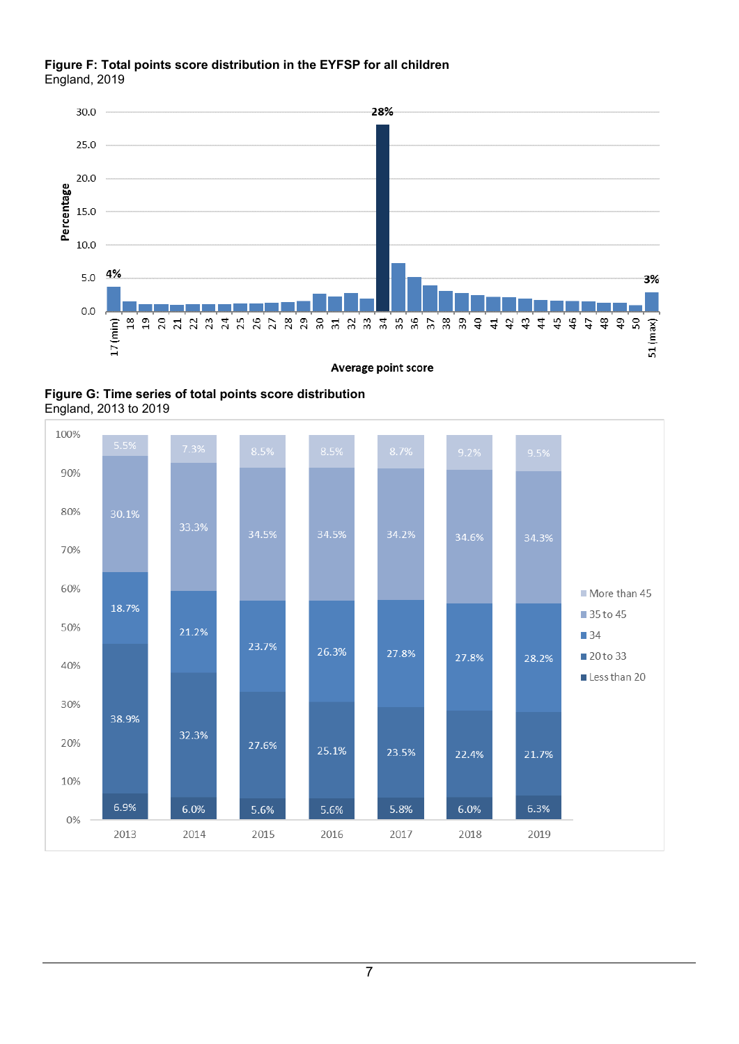**Figure F: Total points score distribution in the EYFSP for all children**
England, 2019

**Figure G: Time series of total points score distribution**
England, 2013 to 2019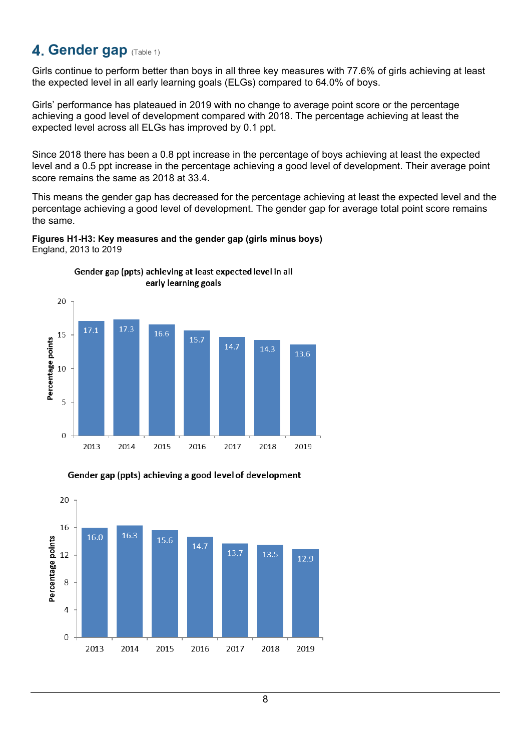## 4. Gender gap (Table 1)

Girls continue to perform better than boys in all three key measures with 77.6% of girls achieving at least the expected level in all early learning goals (ELGs) compared to 64.0% of boys.

Girls' performance has plateaued in 2019 with no change to average point score or the percentage achieving a good level of development compared with 2018. The percentage achieving at least the expected level across all ELGs has improved by 0.1 ppt.

Since 2018 there has been a 0.8 ppt increase in the percentage of boys achieving at least the expected level and a 0.5 ppt increase in the percentage achieving a good level of development. Their average point score remains the same as 2018 at 33.4.

This means the gender gap has decreased for the percentage achieving at least the expected level and the percentage achieving a good level of development. The gender gap for average total point score remains the same.

**Figures H1-H3: Key measures and the gender gap (girls minus boys)**
England, 2013 to 2019

Gender gap (ppts) achieving at least expected level in all early learning goals

| Year | Percentage points |
|---|---|
| 2013 | 17.1 |
| 2014 | 17.3 |
| 2015 | 16.6 |
| 2016 | 15.7 |
| 2017 | 14.7 |
| 2018 | 14.3 |
| 2019 | 13.6 |

Gender gap (ppts) achieving a good level of development

| Year | Percentage points |
|---|---|
| 2013 | 16.0 |
| 2014 | 16.3 |
| 2015 | 15.6 |
| 2016 | 14.7 |
| 2017 | 13.7 |
| 2018 | 13.5 |
| 2019 | 12.9 |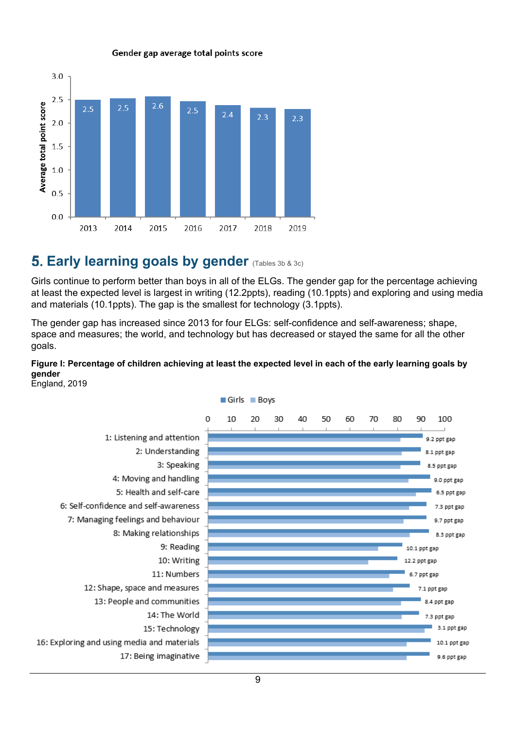**Gender gap average total points score**

| Year | Average total point score |
|---|---|
| 2013 | 2.5 |
| 2014 | 2.5 |
| 2015 | 2.6 |
| 2016 | 2.5 |
| 2017 | 2.4 |
| 2018 | 2.3 |
| 2019 | 2.3 |

## 5. Early learning goals by gender (Tables 3b & 3c)

Girls continue to perform better than boys in all of the ELGs. The gender gap for the percentage achieving at least the expected level is largest in writing (12.2ppts), reading (10.1ppts) and exploring and using media and materials (10.1ppts). The gap is the smallest for technology (3.1ppts).

The gender gap has increased since 2013 for four ELGs: self-confidence and self-awareness; shape, space and measures; the world, and technology but has decreased or stayed the same for all the other goals.

**Figure I: Percentage of children achieving at least the expected level in each of the early learning goals by gender**
England, 2019

| Early learning goal | Gap (Girls vs Boys) |
|---|---|
| 1: Listening and attention | 9.2 ppt gap |
| 2: Understanding | 8.1 ppt gap |
| 3: Speaking | 8.5 ppt gap |
| 4: Moving and handling | 9.0 ppt gap |
| 5: Health and self-care | 6.5 ppt gap |
| 6: Self-confidence and self-awareness | 7.3 ppt gap |
| 7: Managing feelings and behaviour | 9.7 ppt gap |
| 8: Making relationships | 8.3 ppt gap |
| 9: Reading | 10.1 ppt gap |
| 10: Writing | 12.2 ppt gap |
| 11: Numbers | 6.7 ppt gap |
| 12: Shape, space and measures | 7.1 ppt gap |
| 13: People and communities | 8.4 ppt gap |
| 14: The World | 7.3 ppt gap |
| 15: Technology | 3.1 ppt gap |
| 16: Exploring and using media and materials | 10.1 ppt gap |
| 17: Being imaginative | 9.6 ppt gap |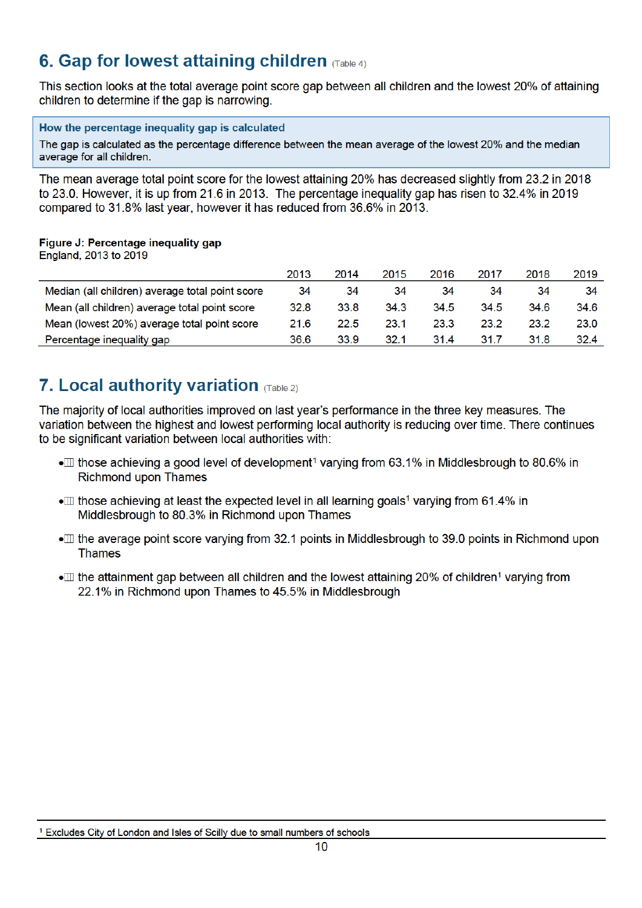## 6. Gap for lowest attaining children (Table 4)

This section looks at the total average point score gap between all children and the lowest 20% of attaining children to determine if the gap is narrowing.

**How the percentage inequality gap is calculated**

The gap is calculated as the percentage difference between the mean average of the lowest 20% and the median average for all children.

The mean average total point score for the lowest attaining 20% has decreased slightly from 23.2 in 2018 to 23.0. However, it is up from 21.6 in 2013. The percentage inequality gap has risen to 32.4% in 2019 compared to 31.8% last year, however it has reduced from 36.6% in 2013.

**Figure J: Percentage inequality gap**
England, 2013 to 2019

| | 2013 | 2014 | 2015 | 2016 | 2017 | 2018 | 2019 |
|---|---|---|---|---|---|---|---|
| Median (all children) average total point score | 34 | 34 | 34 | 34 | 34 | 34 | 34 |
| Mean (all children) average total point score | 32.8 | 33.8 | 34.3 | 34.5 | 34.5 | 34.6 | 34.6 |
| Mean (lowest 20%) average total point score | 21.6 | 22.5 | 23.1 | 23.3 | 23.2 | 23.2 | 23.0 |
| Percentage inequality gap | 36.6 | 33.9 | 32.1 | 31.4 | 31.7 | 31.8 | 32.4 |

## 7. Local authority variation (Table 2)

The majority of local authorities improved on last year's performance in the three key measures. The variation between the highest and lowest performing local authority is reducing over time. There continues to be significant variation between local authorities with:

- those achieving a good level of development[1] varying from 63.1% in Middlesbrough to 80.6% in Richmond upon Thames
- those achieving at least the expected level in all learning goals[1] varying from 61.4% in Middlesbrough to 80.3% in Richmond upon Thames
- the average point score varying from 32.1 points in Middlesbrough to 39.0 points in Richmond upon Thames
- the attainment gap between all children and the lowest attaining 20% of children[1] varying from 22.1% in Richmond upon Thames to 45.5% in Middlesbrough

[1] Excludes City of London and Isles of Scilly due to small numbers of schools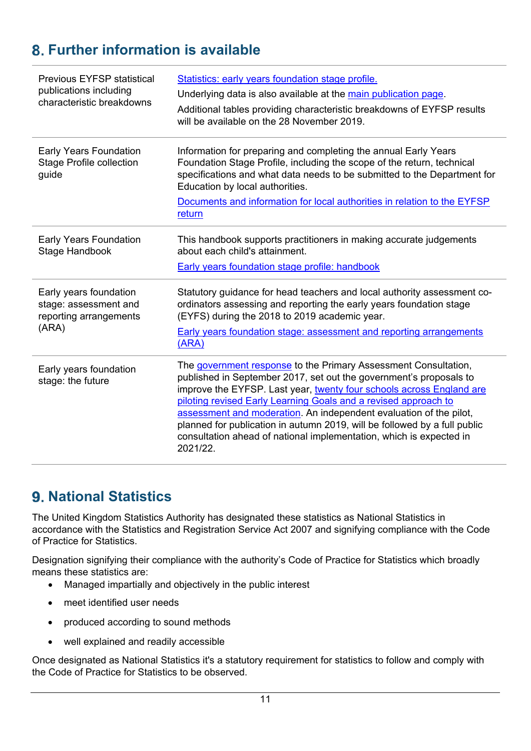## 8. Further information is available

| | |
|---|---|
| Previous EYFSP statistical publications including characteristic breakdowns | Statistics: early years foundation stage profile. Underlying data is also available at the main publication page. Additional tables providing characteristic breakdowns of EYFSP results will be available on the 28 November 2019. |
| Early Years Foundation Stage Profile collection guide | Information for preparing and completing the annual Early Years Foundation Stage Profile, including the scope of the return, technical specifications and what data needs to be submitted to the Department for Education by local authorities. Documents and information for local authorities in relation to the EYFSP return |
| Early Years Foundation Stage Handbook | This handbook supports practitioners in making accurate judgements about each child's attainment. Early years foundation stage profile: handbook |
| Early years foundation stage: assessment and reporting arrangements (ARA) | Statutory guidance for head teachers and local authority assessment co-ordinators assessing and reporting the early years foundation stage (EYFS) during the 2018 to 2019 academic year. Early years foundation stage: assessment and reporting arrangements (ARA) |
| Early years foundation stage: the future | The government response to the Primary Assessment Consultation, published in September 2017, set out the government's proposals to improve the EYFSP. Last year, twenty four schools across England are piloting revised Early Learning Goals and a revised approach to assessment and moderation. An independent evaluation of the pilot, planned for publication in autumn 2019, will be followed by a full public consultation ahead of national implementation, which is expected in 2021/22. |

## 9. National Statistics

The United Kingdom Statistics Authority has designated these statistics as National Statistics in accordance with the Statistics and Registration Service Act 2007 and signifying compliance with the Code of Practice for Statistics.

Designation signifying their compliance with the authority's Code of Practice for Statistics which broadly means these statistics are:

- Managed impartially and objectively in the public interest
- meet identified user needs
- produced according to sound methods
- well explained and readily accessible

Once designated as National Statistics it's a statutory requirement for statistics to follow and comply with the Code of Practice for Statistics to be observed.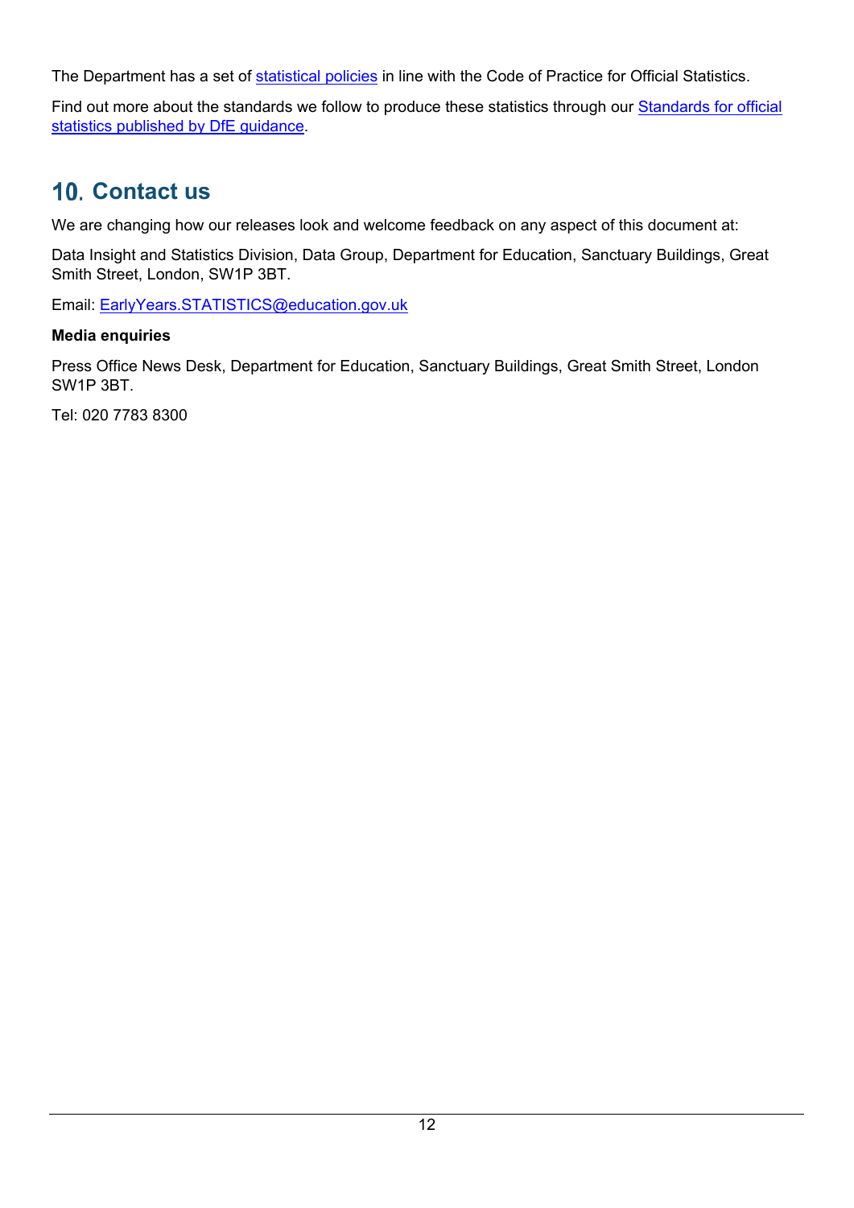The Department has a set of [statistical policies](#) in line with the Code of Practice for Official Statistics.

Find out more about the standards we follow to produce these statistics through our [Standards for official statistics published by DfE guidance](#).

## 10. Contact us

We are changing how our releases look and welcome feedback on any aspect of this document at:

Data Insight and Statistics Division, Data Group, Department for Education, Sanctuary Buildings, Great Smith Street, London, SW1P 3BT.

Email: [EarlyYears.STATISTICS@education.gov.uk](mailto:EarlyYears.STATISTICS@education.gov.uk)

**Media enquiries**

Press Office News Desk, Department for Education, Sanctuary Buildings, Great Smith Street, London SW1P 3BT.

Tel: 020 7783 8300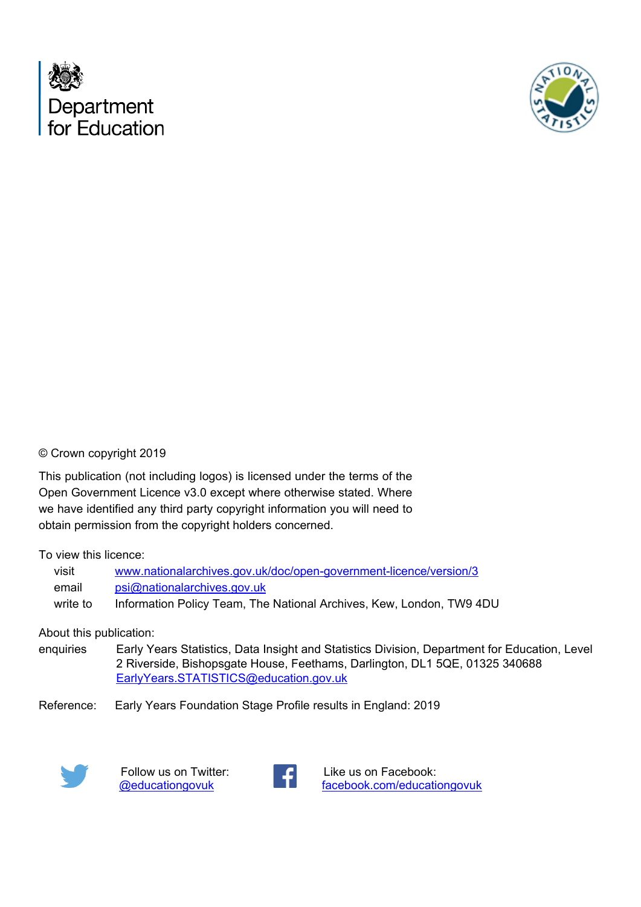Department for Education

© Crown copyright 2019

This publication (not including logos) is licensed under the terms of the Open Government Licence v3.0 except where otherwise stated. Where we have identified any third party copyright information you will need to obtain permission from the copyright holders concerned.

To view this licence:

| | |
|---|---|
| visit | www.nationalarchives.gov.uk/doc/open-government-licence/version/3 |
| email | psi@nationalarchives.gov.uk |
| write to | Information Policy Team, The National Archives, Kew, London, TW9 4DU |

About this publication:

| | |
|---|---|
| enquiries | Early Years Statistics, Data Insight and Statistics Division, Department for Education, Level 2 Riverside, Bishopsgate House, Feethams, Darlington, DL1 5QE, 01325 340688 EarlyYears.STATISTICS@education.gov.uk |

Reference: Early Years Foundation Stage Profile results in England: 2019

Follow us on Twitter: @educationgovuk

Like us on Facebook: facebook.com/educationgovuk